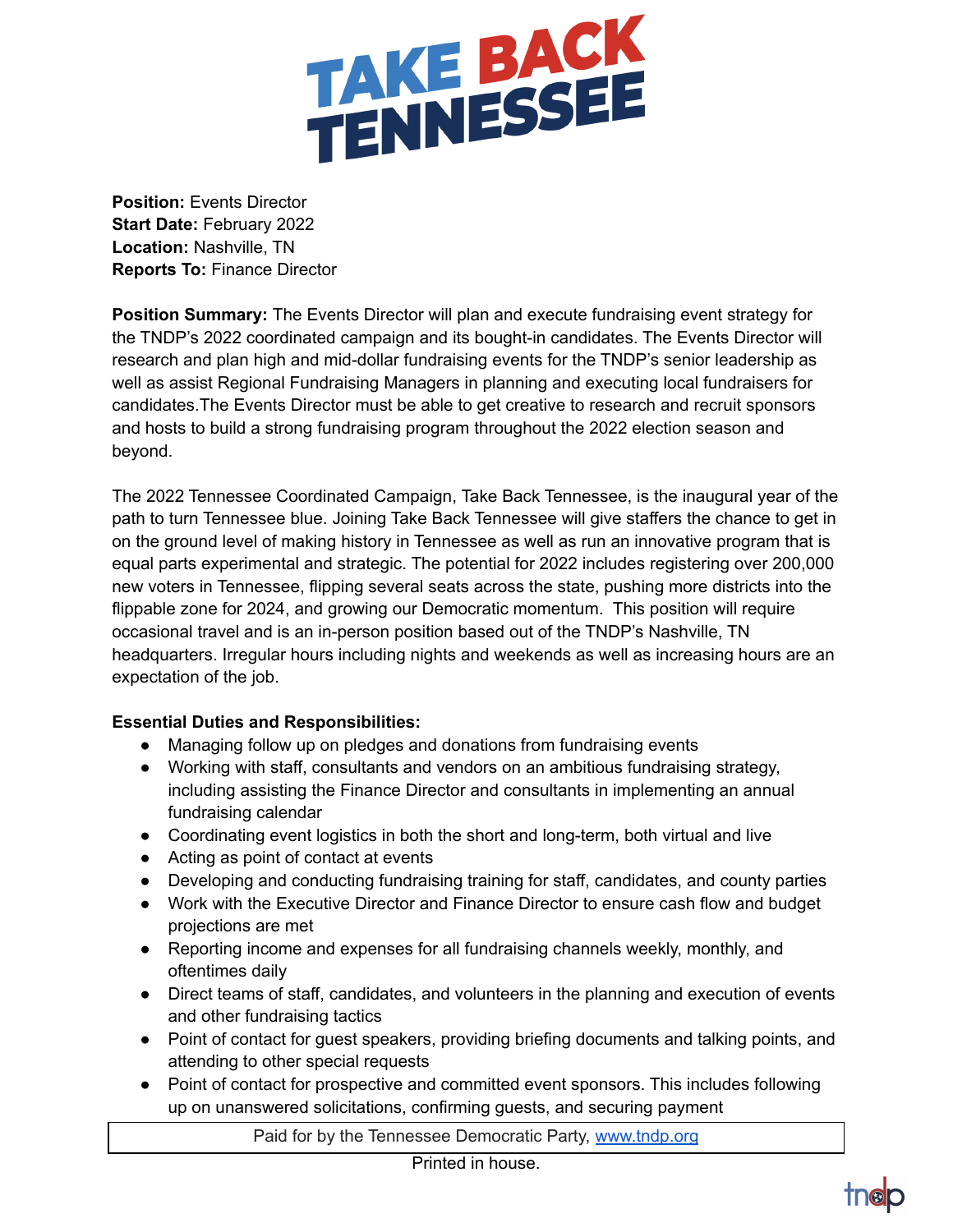# TAKE BACK TENNESSEE

**Position:** Events Director
**Start Date:** February 2022
**Location:** Nashville, TN
**Reports To:** Finance Director

**Position Summary:** The Events Director will plan and execute fundraising event strategy for the TNDP's 2022 coordinated campaign and its bought-in candidates. The Events Director will research and plan high and mid-dollar fundraising events for the TNDP's senior leadership as well as assist Regional Fundraising Managers in planning and executing local fundraisers for candidates.The Events Director must be able to get creative to research and recruit sponsors and hosts to build a strong fundraising program throughout the 2022 election season and beyond.

The 2022 Tennessee Coordinated Campaign, Take Back Tennessee, is the inaugural year of the path to turn Tennessee blue. Joining Take Back Tennessee will give staffers the chance to get in on the ground level of making history in Tennessee as well as run an innovative program that is equal parts experimental and strategic. The potential for 2022 includes registering over 200,000 new voters in Tennessee, flipping several seats across the state, pushing more districts into the flippable zone for 2024, and growing our Democratic momentum.  This position will require occasional travel and is an in-person position based out of the TNDP's Nashville, TN headquarters. Irregular hours including nights and weekends as well as increasing hours are an expectation of the job.

**Essential Duties and Responsibilities:**

- Managing follow up on pledges and donations from fundraising events
- Working with staff, consultants and vendors on an ambitious fundraising strategy, including assisting the Finance Director and consultants in implementing an annual fundraising calendar
- Coordinating event logistics in both the short and long-term, both virtual and live
- Acting as point of contact at events
- Developing and conducting fundraising training for staff, candidates, and county parties
- Work with the Executive Director and Finance Director to ensure cash flow and budget projections are met
- Reporting income and expenses for all fundraising channels weekly, monthly, and oftentimes daily
- Direct teams of staff, candidates, and volunteers in the planning and execution of events and other fundraising tactics
- Point of contact for guest speakers, providing briefing documents and talking points, and attending to other special requests
- Point of contact for prospective and committed event sponsors. This includes following up on unanswered solicitations, confirming guests, and securing payment

Paid for by the Tennessee Democratic Party, [www.tndp.org](http://www.tndp.org)

Printed in house.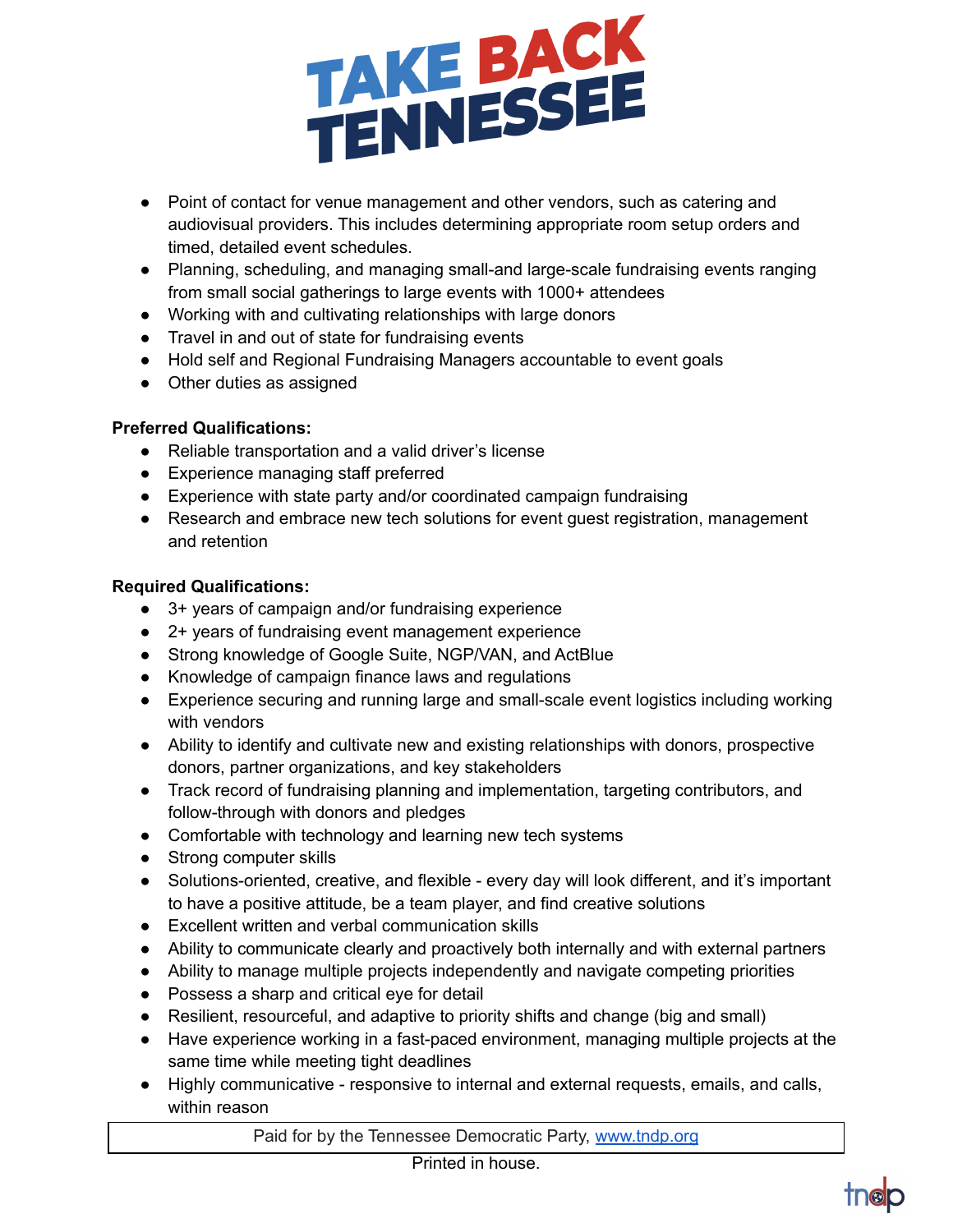- Point of contact for venue management and other vendors, such as catering and audiovisual providers. This includes determining appropriate room setup orders and timed, detailed event schedules.
- Planning, scheduling, and managing small-and large-scale fundraising events ranging from small social gatherings to large events with 1000+ attendees
- Working with and cultivating relationships with large donors
- Travel in and out of state for fundraising events
- Hold self and Regional Fundraising Managers accountable to event goals
- Other duties as assigned

**Preferred Qualifications:**

- Reliable transportation and a valid driver's license
- Experience managing staff preferred
- Experience with state party and/or coordinated campaign fundraising
- Research and embrace new tech solutions for event guest registration, management and retention

**Required Qualifications:**

- 3+ years of campaign and/or fundraising experience
- 2+ years of fundraising event management experience
- Strong knowledge of Google Suite, NGP/VAN, and ActBlue
- Knowledge of campaign finance laws and regulations
- Experience securing and running large and small-scale event logistics including working with vendors
- Ability to identify and cultivate new and existing relationships with donors, prospective donors, partner organizations, and key stakeholders
- Track record of fundraising planning and implementation, targeting contributors, and follow-through with donors and pledges
- Comfortable with technology and learning new tech systems
- Strong computer skills
- Solutions-oriented, creative, and flexible - every day will look different, and it's important to have a positive attitude, be a team player, and find creative solutions
- Excellent written and verbal communication skills
- Ability to communicate clearly and proactively both internally and with external partners
- Ability to manage multiple projects independently and navigate competing priorities
- Possess a sharp and critical eye for detail
- Resilient, resourceful, and adaptive to priority shifts and change (big and small)
- Have experience working in a fast-paced environment, managing multiple projects at the same time while meeting tight deadlines
- Highly communicative - responsive to internal and external requests, emails, and calls, within reason

Paid for by the Tennessee Democratic Party, www.tndp.org

Printed in house.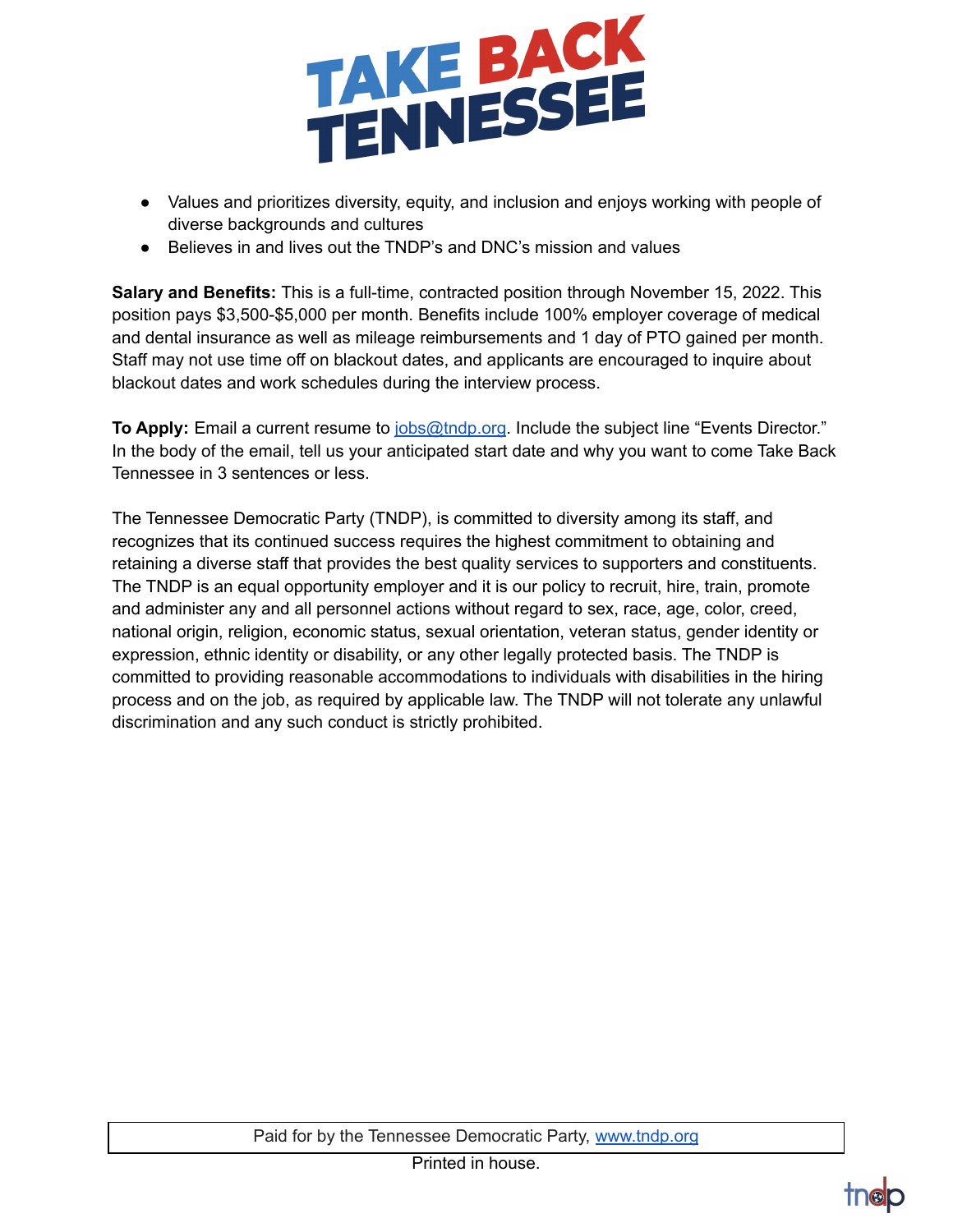- Values and prioritizes diversity, equity, and inclusion and enjoys working with people of diverse backgrounds and cultures
- Believes in and lives out the TNDP's and DNC's mission and values

**Salary and Benefits:** This is a full-time, contracted position through November 15, 2022. This position pays $3,500-$5,000 per month. Benefits include 100% employer coverage of medical and dental insurance as well as mileage reimbursements and 1 day of PTO gained per month. Staff may not use time off on blackout dates, and applicants are encouraged to inquire about blackout dates and work schedules during the interview process.

**To Apply:** Email a current resume to jobs@tndp.org. Include the subject line "Events Director." In the body of the email, tell us your anticipated start date and why you want to come Take Back Tennessee in 3 sentences or less.

The Tennessee Democratic Party (TNDP), is committed to diversity among its staff, and recognizes that its continued success requires the highest commitment to obtaining and retaining a diverse staff that provides the best quality services to supporters and constituents. The TNDP is an equal opportunity employer and it is our policy to recruit, hire, train, promote and administer any and all personnel actions without regard to sex, race, age, color, creed, national origin, religion, economic status, sexual orientation, veteran status, gender identity or expression, ethnic identity or disability, or any other legally protected basis. The TNDP is committed to providing reasonable accommodations to individuals with disabilities in the hiring process and on the job, as required by applicable law. The TNDP will not tolerate any unlawful discrimination and any such conduct is strictly prohibited.

Paid for by the Tennessee Democratic Party, www.tndp.org

Printed in house.